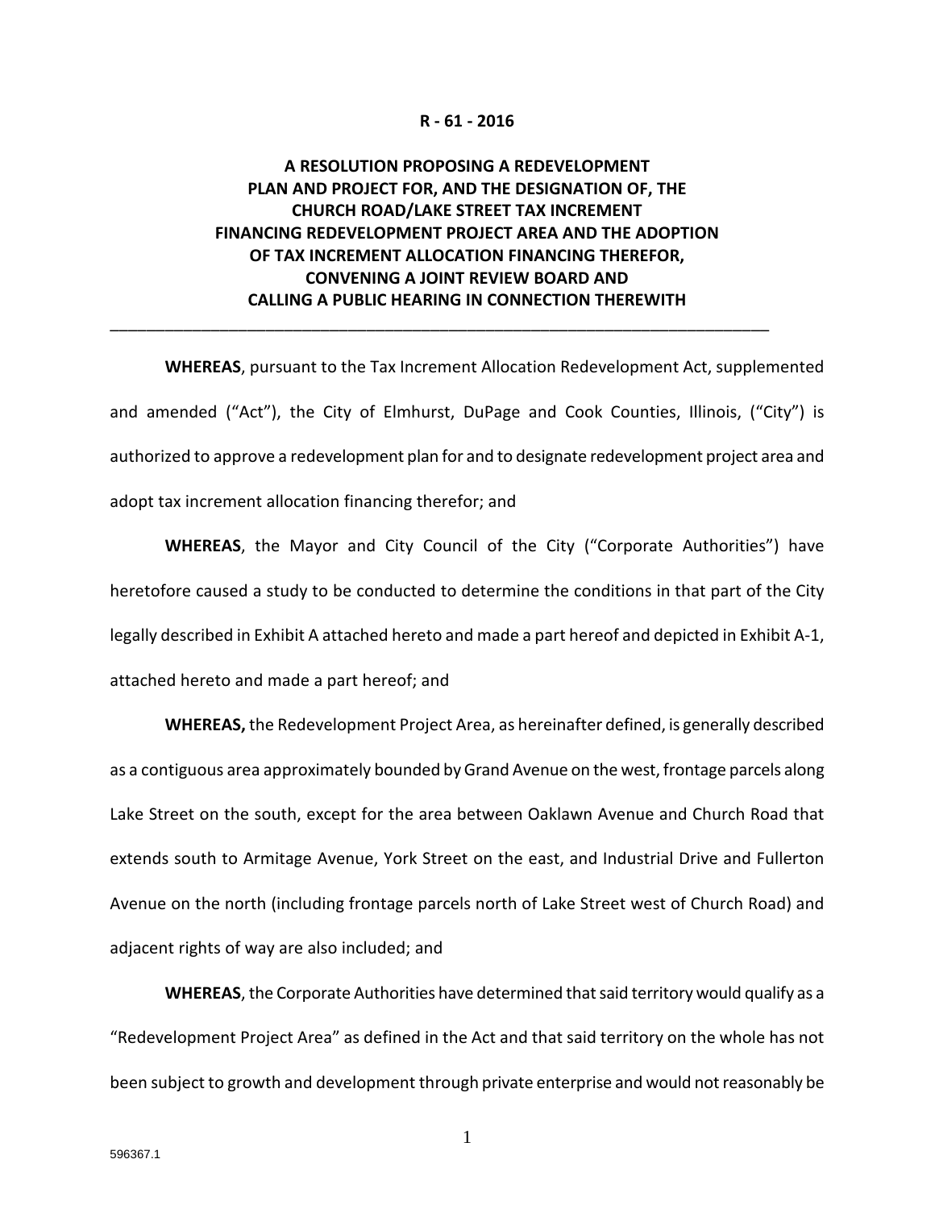**R - 61 - 2016**

# A RESOLUTION PROPOSING A REDEVELOPMENT PLAN AND PROJECT FOR, AND THE DESIGNATION OF, THE CHURCH ROAD/LAKE STREET TAX INCREMENT FINANCING REDEVELOPMENT PROJECT AREA AND THE ADOPTION OF TAX INCREMENT ALLOCATION FINANCING THEREFOR, CONVENING A JOINT REVIEW BOARD AND CALLING A PUBLIC HEARING IN CONNECTION THEREWITH

---

**WHEREAS**, pursuant to the Tax Increment Allocation Redevelopment Act, supplemented and amended ("Act"), the City of Elmhurst, DuPage and Cook Counties, Illinois, ("City") is authorized to approve a redevelopment plan for and to designate redevelopment project area and adopt tax increment allocation financing therefor; and

**WHEREAS**, the Mayor and City Council of the City ("Corporate Authorities") have heretofore caused a study to be conducted to determine the conditions in that part of the City legally described in Exhibit A attached hereto and made a part hereof and depicted in Exhibit A-1, attached hereto and made a part hereof; and

**WHEREAS,** the Redevelopment Project Area, as hereinafter defined, is generally described as a contiguous area approximately bounded by Grand Avenue on the west, frontage parcels along Lake Street on the south, except for the area between Oaklawn Avenue and Church Road that extends south to Armitage Avenue, York Street on the east, and Industrial Drive and Fullerton Avenue on the north (including frontage parcels north of Lake Street west of Church Road) and adjacent rights of way are also included; and

**WHEREAS**, the Corporate Authorities have determined that said territory would qualify as a "Redevelopment Project Area" as defined in the Act and that said territory on the whole has not been subject to growth and development through private enterprise and would not reasonably be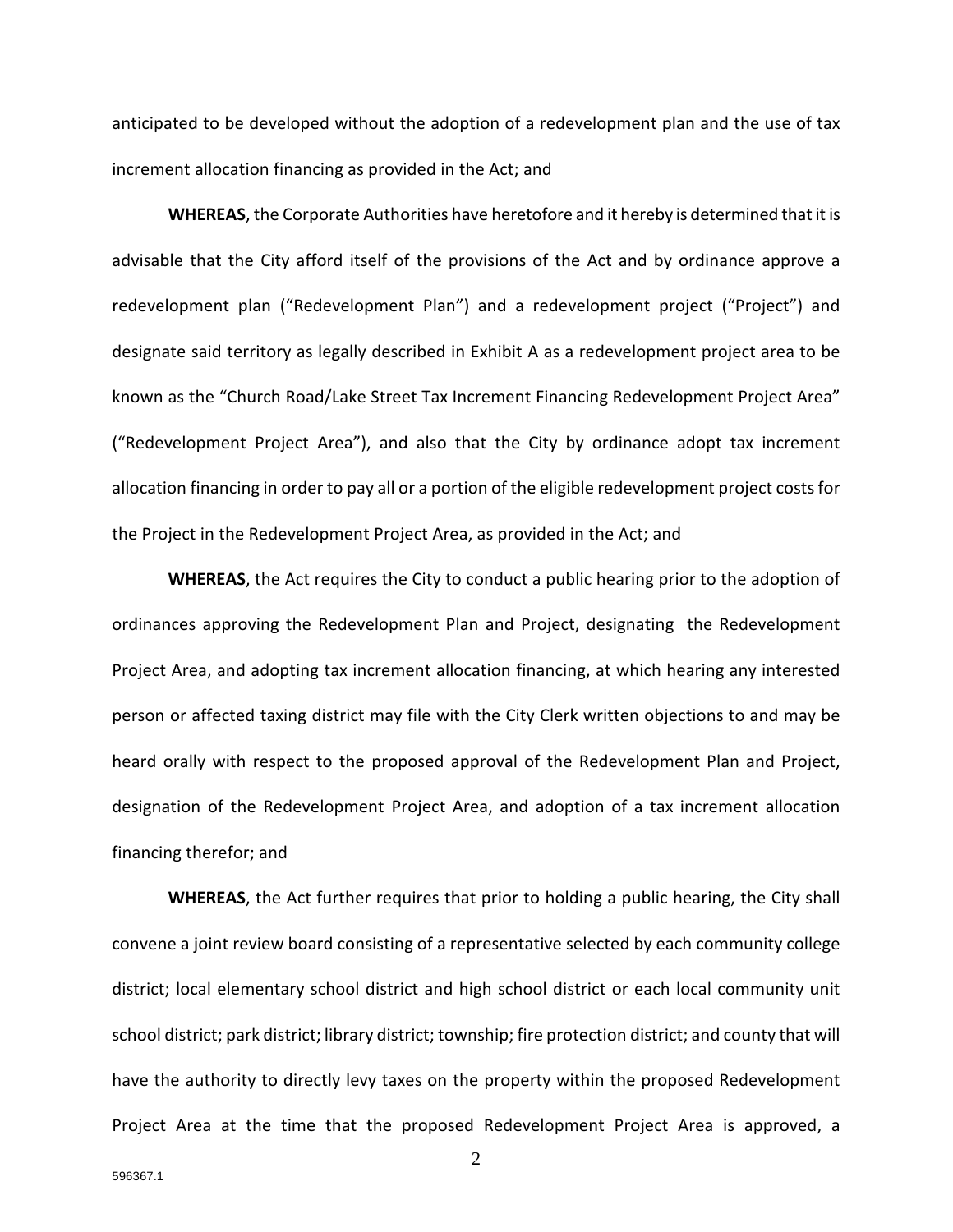anticipated to be developed without the adoption of a redevelopment plan and the use of tax increment allocation financing as provided in the Act; and

**WHEREAS**, the Corporate Authorities have heretofore and it hereby is determined that it is advisable that the City afford itself of the provisions of the Act and by ordinance approve a redevelopment plan ("Redevelopment Plan") and a redevelopment project ("Project") and designate said territory as legally described in Exhibit A as a redevelopment project area to be known as the "Church Road/Lake Street Tax Increment Financing Redevelopment Project Area" ("Redevelopment Project Area"), and also that the City by ordinance adopt tax increment allocation financing in order to pay all or a portion of the eligible redevelopment project costs for the Project in the Redevelopment Project Area, as provided in the Act; and

**WHEREAS**, the Act requires the City to conduct a public hearing prior to the adoption of ordinances approving the Redevelopment Plan and Project, designating the Redevelopment Project Area, and adopting tax increment allocation financing, at which hearing any interested person or affected taxing district may file with the City Clerk written objections to and may be heard orally with respect to the proposed approval of the Redevelopment Plan and Project, designation of the Redevelopment Project Area, and adoption of a tax increment allocation financing therefor; and

**WHEREAS**, the Act further requires that prior to holding a public hearing, the City shall convene a joint review board consisting of a representative selected by each community college district; local elementary school district and high school district or each local community unit school district; park district; library district; township; fire protection district; and county that will have the authority to directly levy taxes on the property within the proposed Redevelopment Project Area at the time that the proposed Redevelopment Project Area is approved, a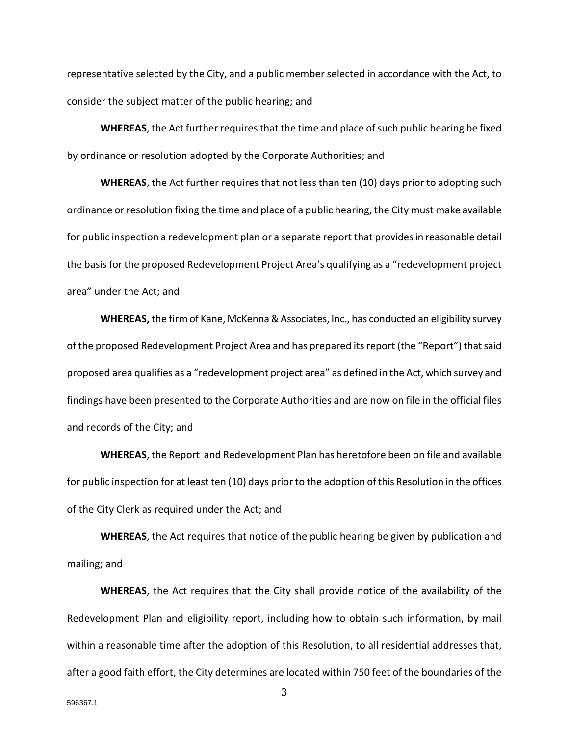representative selected by the City, and a public member selected in accordance with the Act, to consider the subject matter of the public hearing; and

**WHEREAS**, the Act further requires that the time and place of such public hearing be fixed by ordinance or resolution adopted by the Corporate Authorities; and

**WHEREAS**, the Act further requires that not less than ten (10) days prior to adopting such ordinance or resolution fixing the time and place of a public hearing, the City must make available for public inspection a redevelopment plan or a separate report that provides in reasonable detail the basis for the proposed Redevelopment Project Area's qualifying as a "redevelopment project area" under the Act; and

**WHEREAS,** the firm of Kane, McKenna & Associates, Inc., has conducted an eligibility survey of the proposed Redevelopment Project Area and has prepared its report (the "Report") that said proposed area qualifies as a "redevelopment project area" as defined in the Act, which survey and findings have been presented to the Corporate Authorities and are now on file in the official files and records of the City; and

**WHEREAS**, the Report and Redevelopment Plan has heretofore been on file and available for public inspection for at least ten (10) days prior to the adoption of this Resolution in the offices of the City Clerk as required under the Act; and

**WHEREAS**, the Act requires that notice of the public hearing be given by publication and mailing; and

**WHEREAS**, the Act requires that the City shall provide notice of the availability of the Redevelopment Plan and eligibility report, including how to obtain such information, by mail within a reasonable time after the adoption of this Resolution, to all residential addresses that, after a good faith effort, the City determines are located within 750 feet of the boundaries of the

596367.1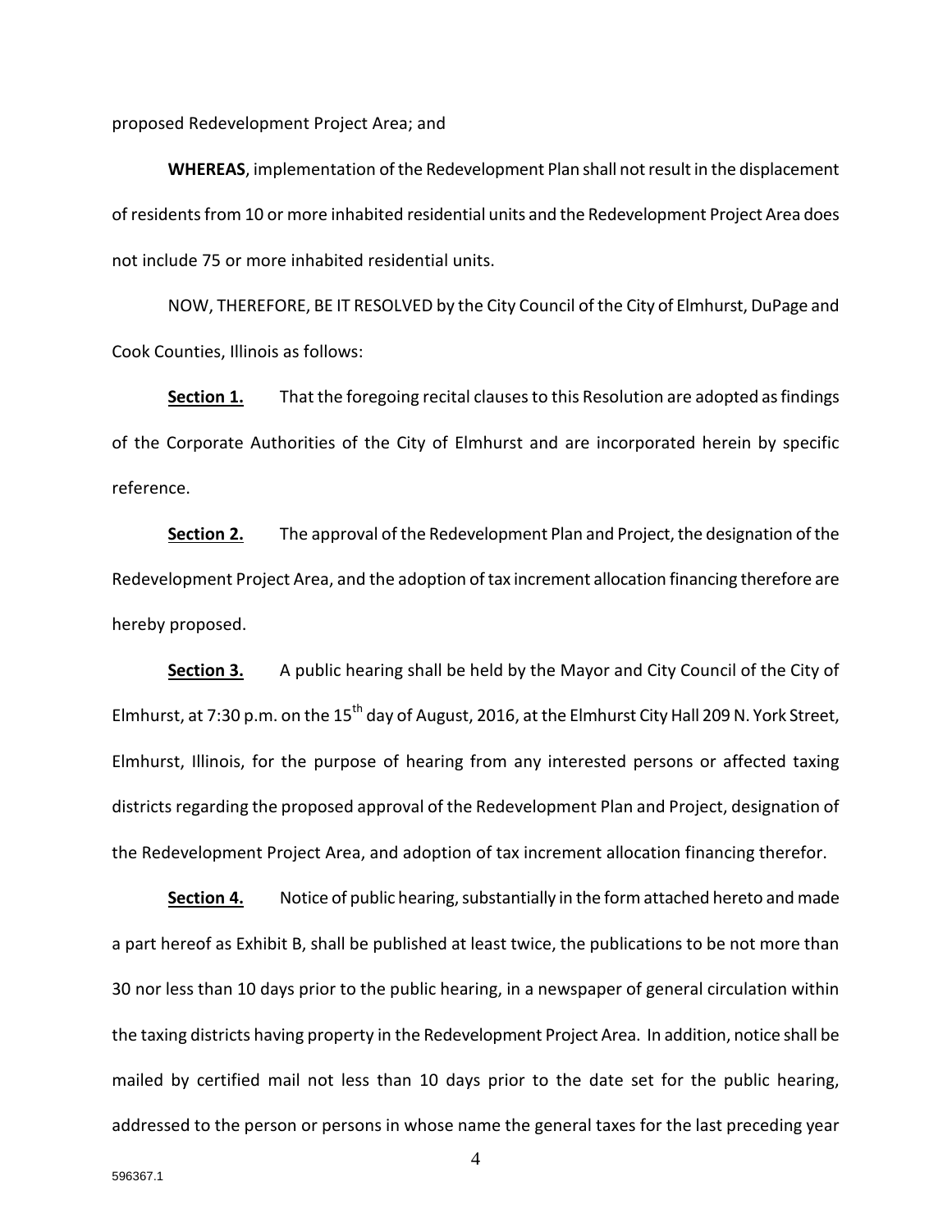proposed Redevelopment Project Area; and

**WHEREAS**, implementation of the Redevelopment Plan shall not result in the displacement of residents from 10 or more inhabited residential units and the Redevelopment Project Area does not include 75 or more inhabited residential units.

NOW, THEREFORE, BE IT RESOLVED by the City Council of the City of Elmhurst, DuPage and Cook Counties, Illinois as follows:

**Section 1.** That the foregoing recital clauses to this Resolution are adopted as findings of the Corporate Authorities of the City of Elmhurst and are incorporated herein by specific reference.

**Section 2.** The approval of the Redevelopment Plan and Project, the designation of the Redevelopment Project Area, and the adoption of tax increment allocation financing therefore are hereby proposed.

**Section 3.** A public hearing shall be held by the Mayor and City Council of the City of Elmhurst, at 7:30 p.m. on the 15th day of August, 2016, at the Elmhurst City Hall 209 N. York Street, Elmhurst, Illinois, for the purpose of hearing from any interested persons or affected taxing districts regarding the proposed approval of the Redevelopment Plan and Project, designation of the Redevelopment Project Area, and adoption of tax increment allocation financing therefor.

**Section 4.** Notice of public hearing, substantially in the form attached hereto and made a part hereof as Exhibit B, shall be published at least twice, the publications to be not more than 30 nor less than 10 days prior to the public hearing, in a newspaper of general circulation within the taxing districts having property in the Redevelopment Project Area. In addition, notice shall be mailed by certified mail not less than 10 days prior to the date set for the public hearing, addressed to the person or persons in whose name the general taxes for the last preceding year

596367.1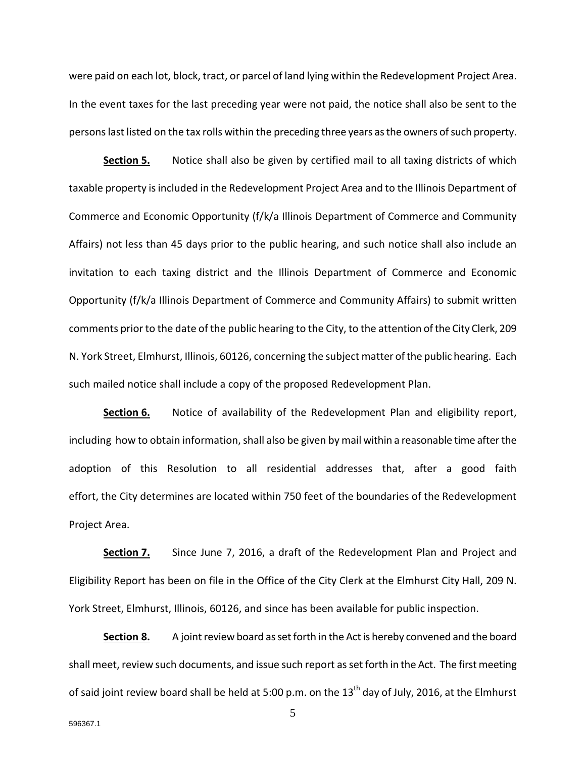were paid on each lot, block, tract, or parcel of land lying within the Redevelopment Project Area. In the event taxes for the last preceding year were not paid, the notice shall also be sent to the persons last listed on the tax rolls within the preceding three years as the owners of such property.

**Section 5.** Notice shall also be given by certified mail to all taxing districts of which taxable property is included in the Redevelopment Project Area and to the Illinois Department of Commerce and Economic Opportunity (f/k/a Illinois Department of Commerce and Community Affairs) not less than 45 days prior to the public hearing, and such notice shall also include an invitation to each taxing district and the Illinois Department of Commerce and Economic Opportunity (f/k/a Illinois Department of Commerce and Community Affairs) to submit written comments prior to the date of the public hearing to the City, to the attention of the City Clerk, 209 N. York Street, Elmhurst, Illinois, 60126, concerning the subject matter of the public hearing. Each such mailed notice shall include a copy of the proposed Redevelopment Plan.

**Section 6.** Notice of availability of the Redevelopment Plan and eligibility report, including how to obtain information, shall also be given by mail within a reasonable time after the adoption of this Resolution to all residential addresses that, after a good faith effort, the City determines are located within 750 feet of the boundaries of the Redevelopment Project Area.

**Section 7.** Since June 7, 2016, a draft of the Redevelopment Plan and Project and Eligibility Report has been on file in the Office of the City Clerk at the Elmhurst City Hall, 209 N. York Street, Elmhurst, Illinois, 60126, and since has been available for public inspection.

**Section 8.** A joint review board as set forth in the Act is hereby convened and the board shall meet, review such documents, and issue such report as set forth in the Act. The first meeting of said joint review board shall be held at 5:00 p.m. on the 13th day of July, 2016, at the Elmhurst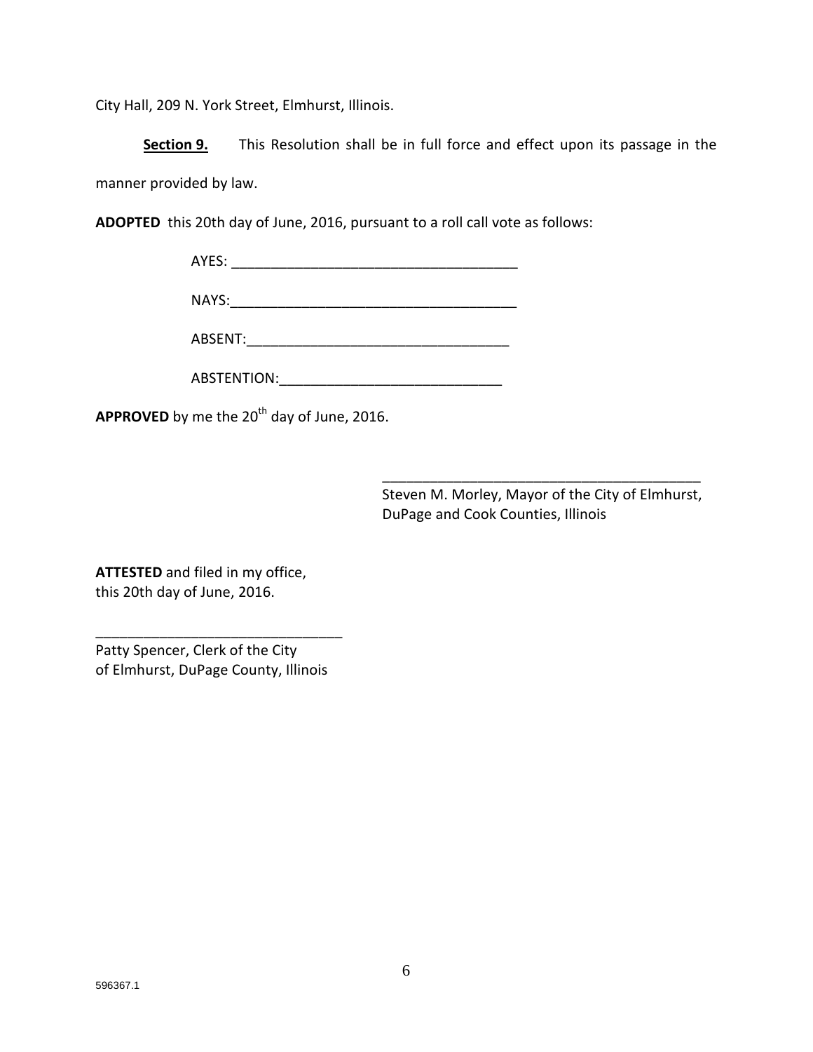City Hall, 209 N. York Street, Elmhurst, Illinois.

**Section 9.** This Resolution shall be in full force and effect upon its passage in the manner provided by law.

**ADOPTED** this 20th day of June, 2016, pursuant to a roll call vote as follows:

AYES: _____________________________________

NAYS:_____________________________________

ABSENT:__________________________________

ABSTENTION:____________________________

**APPROVED** by me the 20th day of June, 2016.

_________________________________________
Steven M. Morley, Mayor of the City of Elmhurst,
DuPage and Cook Counties, Illinois

**ATTESTED** and filed in my office,
this 20th day of June, 2016.

_______________________________
Patty Spencer, Clerk of the City
of Elmhurst, DuPage County, Illinois

596367.1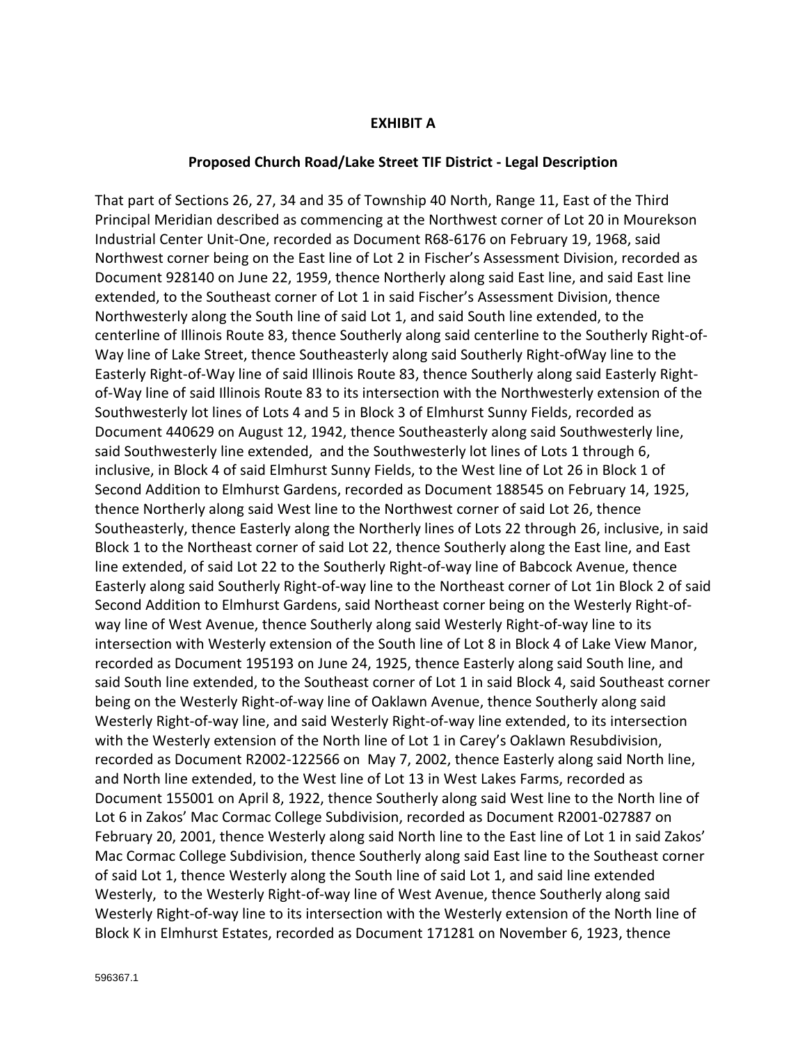**EXHIBIT A**

**Proposed Church Road/Lake Street TIF District - Legal Description**

That part of Sections 26, 27, 34 and 35 of Township 40 North, Range 11, East of the Third Principal Meridian described as commencing at the Northwest corner of Lot 20 in Mourekson Industrial Center Unit-One, recorded as Document R68-6176 on February 19, 1968, said Northwest corner being on the East line of Lot 2 in Fischer's Assessment Division, recorded as Document 928140 on June 22, 1959, thence Northerly along said East line, and said East line extended, to the Southeast corner of Lot 1 in said Fischer's Assessment Division, thence Northwesterly along the South line of said Lot 1, and said South line extended, to the centerline of Illinois Route 83, thence Southerly along said centerline to the Southerly Right-of-Way line of Lake Street, thence Southeasterly along said Southerly Right-ofWay line to the Easterly Right-of-Way line of said Illinois Route 83, thence Southerly along said Easterly Right-of-Way line of said Illinois Route 83 to its intersection with the Northwesterly extension of the Southwesterly lot lines of Lots 4 and 5 in Block 3 of Elmhurst Sunny Fields, recorded as Document 440629 on August 12, 1942, thence Southeasterly along said Southwesterly line, said Southwesterly line extended, and the Southwesterly lot lines of Lots 1 through 6, inclusive, in Block 4 of said Elmhurst Sunny Fields, to the West line of Lot 26 in Block 1 of Second Addition to Elmhurst Gardens, recorded as Document 188545 on February 14, 1925, thence Northerly along said West line to the Northwest corner of said Lot 26, thence Southeasterly, thence Easterly along the Northerly lines of Lots 22 through 26, inclusive, in said Block 1 to the Northeast corner of said Lot 22, thence Southerly along the East line, and East line extended, of said Lot 22 to the Southerly Right-of-way line of Babcock Avenue, thence Easterly along said Southerly Right-of-way line to the Northeast corner of Lot 1in Block 2 of said Second Addition to Elmhurst Gardens, said Northeast corner being on the Westerly Right-of-way line of West Avenue, thence Southerly along said Westerly Right-of-way line to its intersection with Westerly extension of the South line of Lot 8 in Block 4 of Lake View Manor, recorded as Document 195193 on June 24, 1925, thence Easterly along said South line, and said South line extended, to the Southeast corner of Lot 1 in said Block 4, said Southeast corner being on the Westerly Right-of-way line of Oaklawn Avenue, thence Southerly along said Westerly Right-of-way line, and said Westerly Right-of-way line extended, to its intersection with the Westerly extension of the North line of Lot 1 in Carey's Oaklawn Resubdivision, recorded as Document R2002-122566 on May 7, 2002, thence Easterly along said North line, and North line extended, to the West line of Lot 13 in West Lakes Farms, recorded as Document 155001 on April 8, 1922, thence Southerly along said West line to the North line of Lot 6 in Zakos' Mac Cormac College Subdivision, recorded as Document R2001-027887 on February 20, 2001, thence Westerly along said North line to the East line of Lot 1 in said Zakos' Mac Cormac College Subdivision, thence Southerly along said East line to the Southeast corner of said Lot 1, thence Westerly along the South line of said Lot 1, and said line extended Westerly, to the Westerly Right-of-way line of West Avenue, thence Southerly along said Westerly Right-of-way line to its intersection with the Westerly extension of the North line of Block K in Elmhurst Estates, recorded as Document 171281 on November 6, 1923, thence

596367.1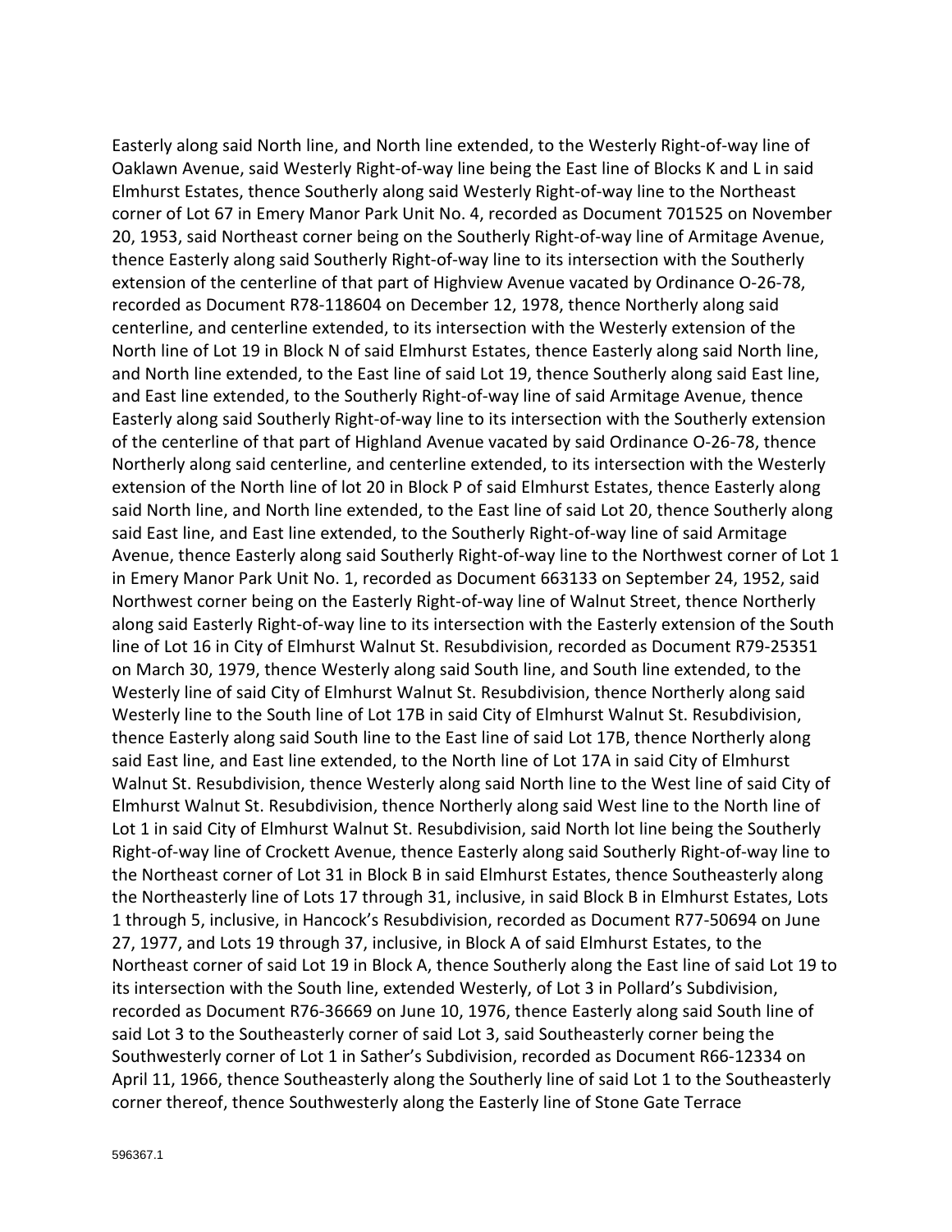Easterly along said North line, and North line extended, to the Westerly Right-of-way line of Oaklawn Avenue, said Westerly Right-of-way line being the East line of Blocks K and L in said Elmhurst Estates, thence Southerly along said Westerly Right-of-way line to the Northeast corner of Lot 67 in Emery Manor Park Unit No. 4, recorded as Document 701525 on November 20, 1953, said Northeast corner being on the Southerly Right-of-way line of Armitage Avenue, thence Easterly along said Southerly Right-of-way line to its intersection with the Southerly extension of the centerline of that part of Highview Avenue vacated by Ordinance O-26-78, recorded as Document R78-118604 on December 12, 1978, thence Northerly along said centerline, and centerline extended, to its intersection with the Westerly extension of the North line of Lot 19 in Block N of said Elmhurst Estates, thence Easterly along said North line, and North line extended, to the East line of said Lot 19, thence Southerly along said East line, and East line extended, to the Southerly Right-of-way line of said Armitage Avenue, thence Easterly along said Southerly Right-of-way line to its intersection with the Southerly extension of the centerline of that part of Highland Avenue vacated by said Ordinance O-26-78, thence Northerly along said centerline, and centerline extended, to its intersection with the Westerly extension of the North line of lot 20 in Block P of said Elmhurst Estates, thence Easterly along said North line, and North line extended, to the East line of said Lot 20, thence Southerly along said East line, and East line extended, to the Southerly Right-of-way line of said Armitage Avenue, thence Easterly along said Southerly Right-of-way line to the Northwest corner of Lot 1 in Emery Manor Park Unit No. 1, recorded as Document 663133 on September 24, 1952, said Northwest corner being on the Easterly Right-of-way line of Walnut Street, thence Northerly along said Easterly Right-of-way line to its intersection with the Easterly extension of the South line of Lot 16 in City of Elmhurst Walnut St. Resubdivision, recorded as Document R79-25351 on March 30, 1979, thence Westerly along said South line, and South line extended, to the Westerly line of said City of Elmhurst Walnut St. Resubdivision, thence Northerly along said Westerly line to the South line of Lot 17B in said City of Elmhurst Walnut St. Resubdivision, thence Easterly along said South line to the East line of said Lot 17B, thence Northerly along said East line, and East line extended, to the North line of Lot 17A in said City of Elmhurst Walnut St. Resubdivision, thence Westerly along said North line to the West line of said City of Elmhurst Walnut St. Resubdivision, thence Northerly along said West line to the North line of Lot 1 in said City of Elmhurst Walnut St. Resubdivision, said North lot line being the Southerly Right-of-way line of Crockett Avenue, thence Easterly along said Southerly Right-of-way line to the Northeast corner of Lot 31 in Block B in said Elmhurst Estates, thence Southeasterly along the Northeasterly line of Lots 17 through 31, inclusive, in said Block B in Elmhurst Estates, Lots 1 through 5, inclusive, in Hancock's Resubdivision, recorded as Document R77-50694 on June 27, 1977, and Lots 19 through 37, inclusive, in Block A of said Elmhurst Estates, to the Northeast corner of said Lot 19 in Block A, thence Southerly along the East line of said Lot 19 to its intersection with the South line, extended Westerly, of Lot 3 in Pollard's Subdivision, recorded as Document R76-36669 on June 10, 1976, thence Easterly along said South line of said Lot 3 to the Southeasterly corner of said Lot 3, said Southeasterly corner being the Southwesterly corner of Lot 1 in Sather's Subdivision, recorded as Document R66-12334 on April 11, 1966, thence Southeasterly along the Southerly line of said Lot 1 to the Southeasterly corner thereof, thence Southwesterly along the Easterly line of Stone Gate Terrace

596367.1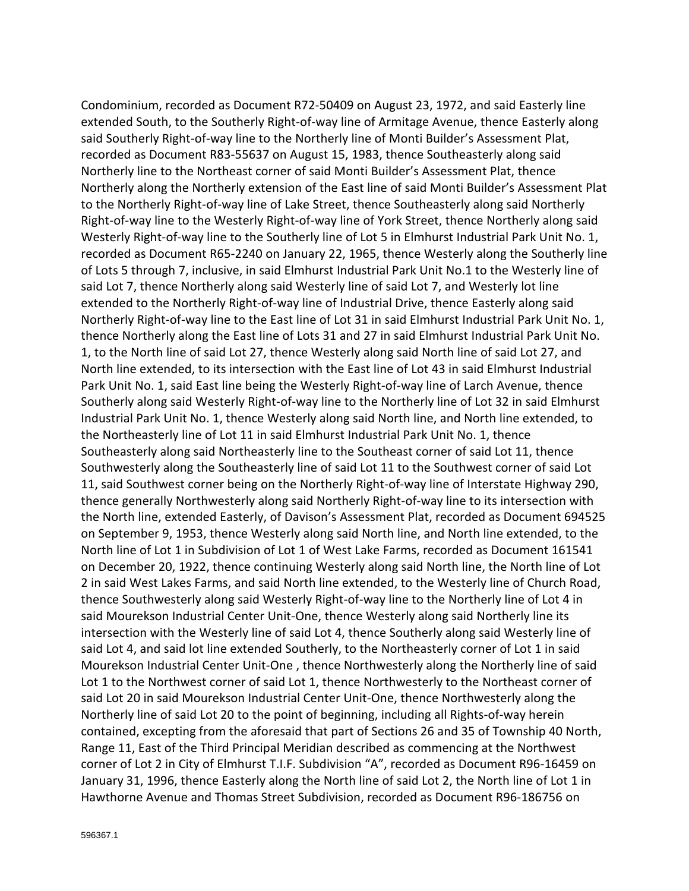Condominium, recorded as Document R72-50409 on August 23, 1972, and said Easterly line extended South, to the Southerly Right-of-way line of Armitage Avenue, thence Easterly along said Southerly Right-of-way line to the Northerly line of Monti Builder's Assessment Plat, recorded as Document R83-55637 on August 15, 1983, thence Southeasterly along said Northerly line to the Northeast corner of said Monti Builder's Assessment Plat, thence Northerly along the Northerly extension of the East line of said Monti Builder's Assessment Plat to the Northerly Right-of-way line of Lake Street, thence Southeasterly along said Northerly Right-of-way line to the Westerly Right-of-way line of York Street, thence Northerly along said Westerly Right-of-way line to the Southerly line of Lot 5 in Elmhurst Industrial Park Unit No. 1, recorded as Document R65-2240 on January 22, 1965, thence Westerly along the Southerly line of Lots 5 through 7, inclusive, in said Elmhurst Industrial Park Unit No.1 to the Westerly line of said Lot 7, thence Northerly along said Westerly line of said Lot 7, and Westerly lot line extended to the Northerly Right-of-way line of Industrial Drive, thence Easterly along said Northerly Right-of-way line to the East line of Lot 31 in said Elmhurst Industrial Park Unit No. 1, thence Northerly along the East line of Lots 31 and 27 in said Elmhurst Industrial Park Unit No. 1, to the North line of said Lot 27, thence Westerly along said North line of said Lot 27, and North line extended, to its intersection with the East line of Lot 43 in said Elmhurst Industrial Park Unit No. 1, said East line being the Westerly Right-of-way line of Larch Avenue, thence Southerly along said Westerly Right-of-way line to the Northerly line of Lot 32 in said Elmhurst Industrial Park Unit No. 1, thence Westerly along said North line, and North line extended, to the Northeasterly line of Lot 11 in said Elmhurst Industrial Park Unit No. 1, thence Southeasterly along said Northeasterly line to the Southeast corner of said Lot 11, thence Southwesterly along the Southeasterly line of said Lot 11 to the Southwest corner of said Lot 11, said Southwest corner being on the Northerly Right-of-way line of Interstate Highway 290, thence generally Northwesterly along said Northerly Right-of-way line to its intersection with the North line, extended Easterly, of Davison's Assessment Plat, recorded as Document 694525 on September 9, 1953, thence Westerly along said North line, and North line extended, to the North line of Lot 1 in Subdivision of Lot 1 of West Lake Farms, recorded as Document 161541 on December 20, 1922, thence continuing Westerly along said North line, the North line of Lot 2 in said West Lakes Farms, and said North line extended, to the Westerly line of Church Road, thence Southwesterly along said Westerly Right-of-way line to the Northerly line of Lot 4 in said Mourekson Industrial Center Unit-One, thence Westerly along said Northerly line its intersection with the Westerly line of said Lot 4, thence Southerly along said Westerly line of said Lot 4, and said lot line extended Southerly, to the Northeasterly corner of Lot 1 in said Mourekson Industrial Center Unit-One , thence Northwesterly along the Northerly line of said Lot 1 to the Northwest corner of said Lot 1, thence Northwesterly to the Northeast corner of said Lot 20 in said Mourekson Industrial Center Unit-One, thence Northwesterly along the Northerly line of said Lot 20 to the point of beginning, including all Rights-of-way herein contained, excepting from the aforesaid that part of Sections 26 and 35 of Township 40 North, Range 11, East of the Third Principal Meridian described as commencing at the Northwest corner of Lot 2 in City of Elmhurst T.I.F. Subdivision "A", recorded as Document R96-16459 on January 31, 1996, thence Easterly along the North line of said Lot 2, the North line of Lot 1 in Hawthorne Avenue and Thomas Street Subdivision, recorded as Document R96-186756 on

596367.1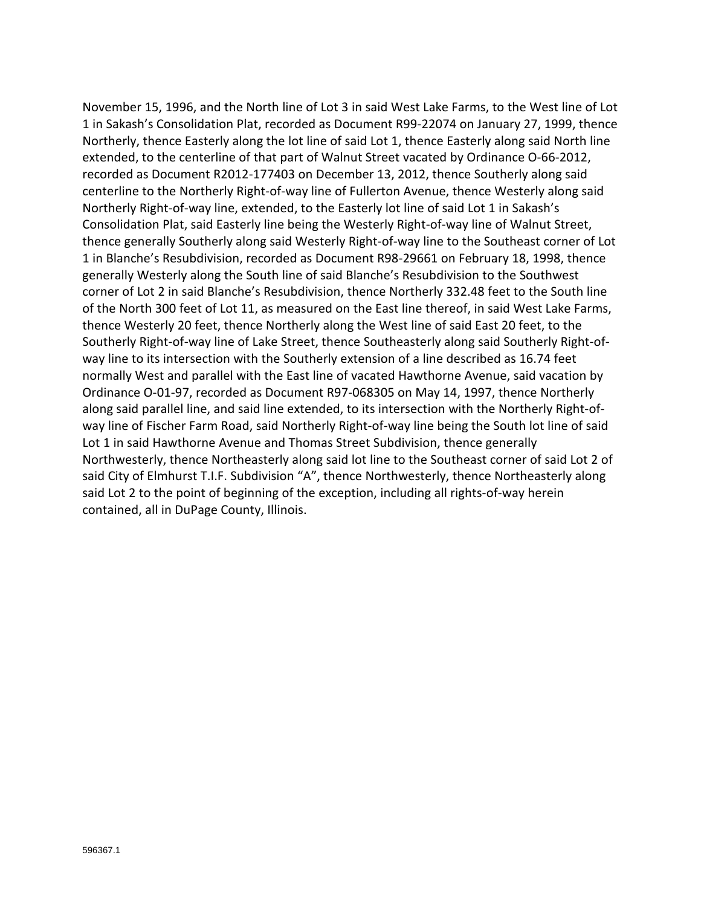November 15, 1996, and the North line of Lot 3 in said West Lake Farms, to the West line of Lot 1 in Sakash's Consolidation Plat, recorded as Document R99-22074 on January 27, 1999, thence Northerly, thence Easterly along the lot line of said Lot 1, thence Easterly along said North line extended, to the centerline of that part of Walnut Street vacated by Ordinance O-66-2012, recorded as Document R2012-177403 on December 13, 2012, thence Southerly along said centerline to the Northerly Right-of-way line of Fullerton Avenue, thence Westerly along said Northerly Right-of-way line, extended, to the Easterly lot line of said Lot 1 in Sakash's Consolidation Plat, said Easterly line being the Westerly Right-of-way line of Walnut Street, thence generally Southerly along said Westerly Right-of-way line to the Southeast corner of Lot 1 in Blanche's Resubdivision, recorded as Document R98-29661 on February 18, 1998, thence generally Westerly along the South line of said Blanche's Resubdivision to the Southwest corner of Lot 2 in said Blanche's Resubdivision, thence Northerly 332.48 feet to the South line of the North 300 feet of Lot 11, as measured on the East line thereof, in said West Lake Farms, thence Westerly 20 feet, thence Northerly along the West line of said East 20 feet, to the Southerly Right-of-way line of Lake Street, thence Southeasterly along said Southerly Right-of-way line to its intersection with the Southerly extension of a line described as 16.74 feet normally West and parallel with the East line of vacated Hawthorne Avenue, said vacation by Ordinance O-01-97, recorded as Document R97-068305 on May 14, 1997, thence Northerly along said parallel line, and said line extended, to its intersection with the Northerly Right-of-way line of Fischer Farm Road, said Northerly Right-of-way line being the South lot line of said Lot 1 in said Hawthorne Avenue and Thomas Street Subdivision, thence generally Northwesterly, thence Northeasterly along said lot line to the Southeast corner of said Lot 2 of said City of Elmhurst T.I.F. Subdivision "A", thence Northwesterly, thence Northeasterly along said Lot 2 to the point of beginning of the exception, including all rights-of-way herein contained, all in DuPage County, Illinois.

596367.1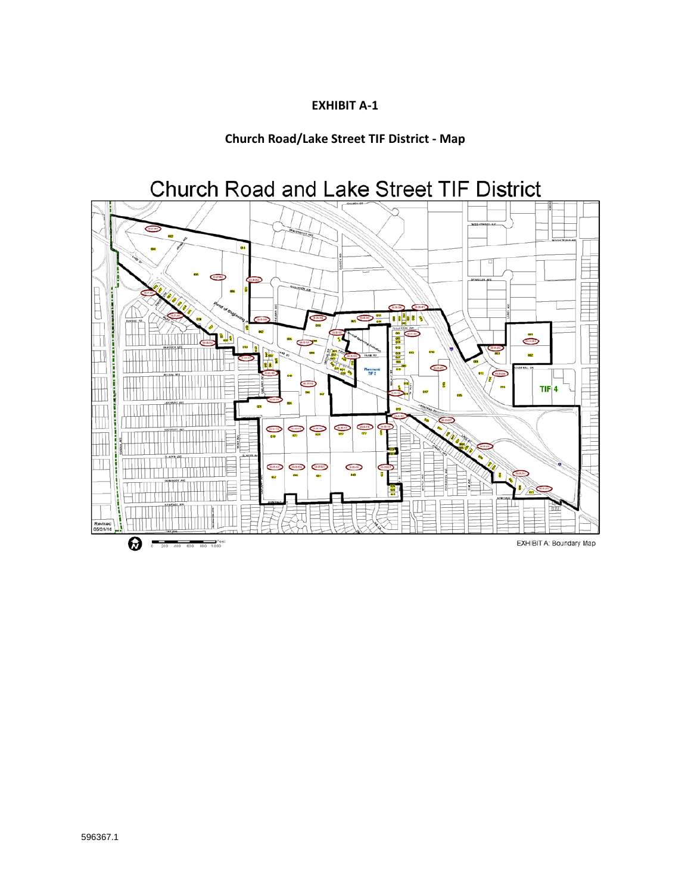**EXHIBIT A-1**

**Church Road/Lake Street TIF District - Map**

Church Road and Lake Street TIF District

EXHIBIT A: Boundary Map

Revised 05/31/16

596367.1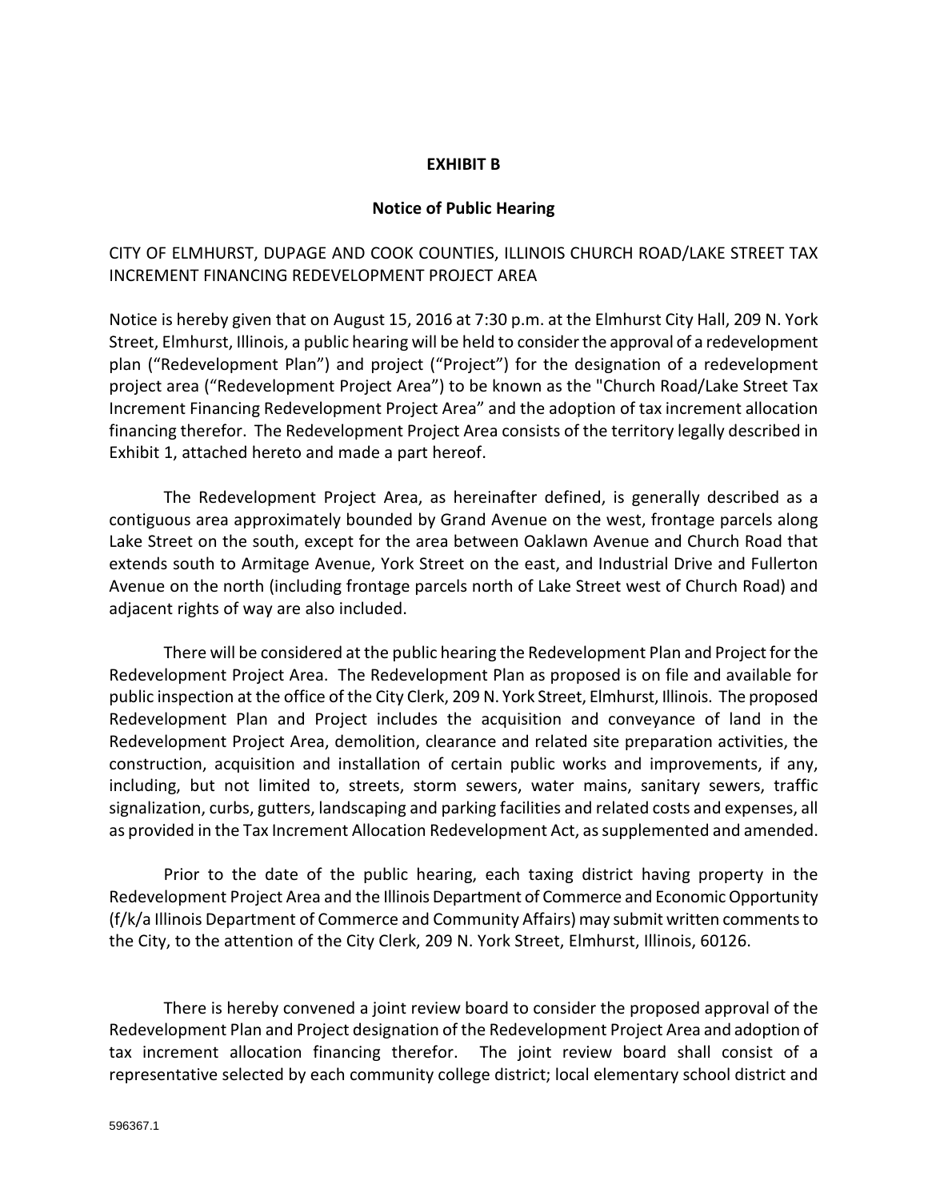**EXHIBIT B**

**Notice of Public Hearing**

CITY OF ELMHURST, DUPAGE AND COOK COUNTIES, ILLINOIS CHURCH ROAD/LAKE STREET TAX INCREMENT FINANCING REDEVELOPMENT PROJECT AREA

Notice is hereby given that on August 15, 2016 at 7:30 p.m. at the Elmhurst City Hall, 209 N. York Street, Elmhurst, Illinois, a public hearing will be held to consider the approval of a redevelopment plan ("Redevelopment Plan") and project ("Project") for the designation of a redevelopment project area ("Redevelopment Project Area") to be known as the "Church Road/Lake Street Tax Increment Financing Redevelopment Project Area" and the adoption of tax increment allocation financing therefor. The Redevelopment Project Area consists of the territory legally described in Exhibit 1, attached hereto and made a part hereof.

The Redevelopment Project Area, as hereinafter defined, is generally described as a contiguous area approximately bounded by Grand Avenue on the west, frontage parcels along Lake Street on the south, except for the area between Oaklawn Avenue and Church Road that extends south to Armitage Avenue, York Street on the east, and Industrial Drive and Fullerton Avenue on the north (including frontage parcels north of Lake Street west of Church Road) and adjacent rights of way are also included.

There will be considered at the public hearing the Redevelopment Plan and Project for the Redevelopment Project Area. The Redevelopment Plan as proposed is on file and available for public inspection at the office of the City Clerk, 209 N. York Street, Elmhurst, Illinois. The proposed Redevelopment Plan and Project includes the acquisition and conveyance of land in the Redevelopment Project Area, demolition, clearance and related site preparation activities, the construction, acquisition and installation of certain public works and improvements, if any, including, but not limited to, streets, storm sewers, water mains, sanitary sewers, traffic signalization, curbs, gutters, landscaping and parking facilities and related costs and expenses, all as provided in the Tax Increment Allocation Redevelopment Act, as supplemented and amended.

Prior to the date of the public hearing, each taxing district having property in the Redevelopment Project Area and the Illinois Department of Commerce and Economic Opportunity (f/k/a Illinois Department of Commerce and Community Affairs) may submit written comments to the City, to the attention of the City Clerk, 209 N. York Street, Elmhurst, Illinois, 60126.

There is hereby convened a joint review board to consider the proposed approval of the Redevelopment Plan and Project designation of the Redevelopment Project Area and adoption of tax increment allocation financing therefor. The joint review board shall consist of a representative selected by each community college district; local elementary school district and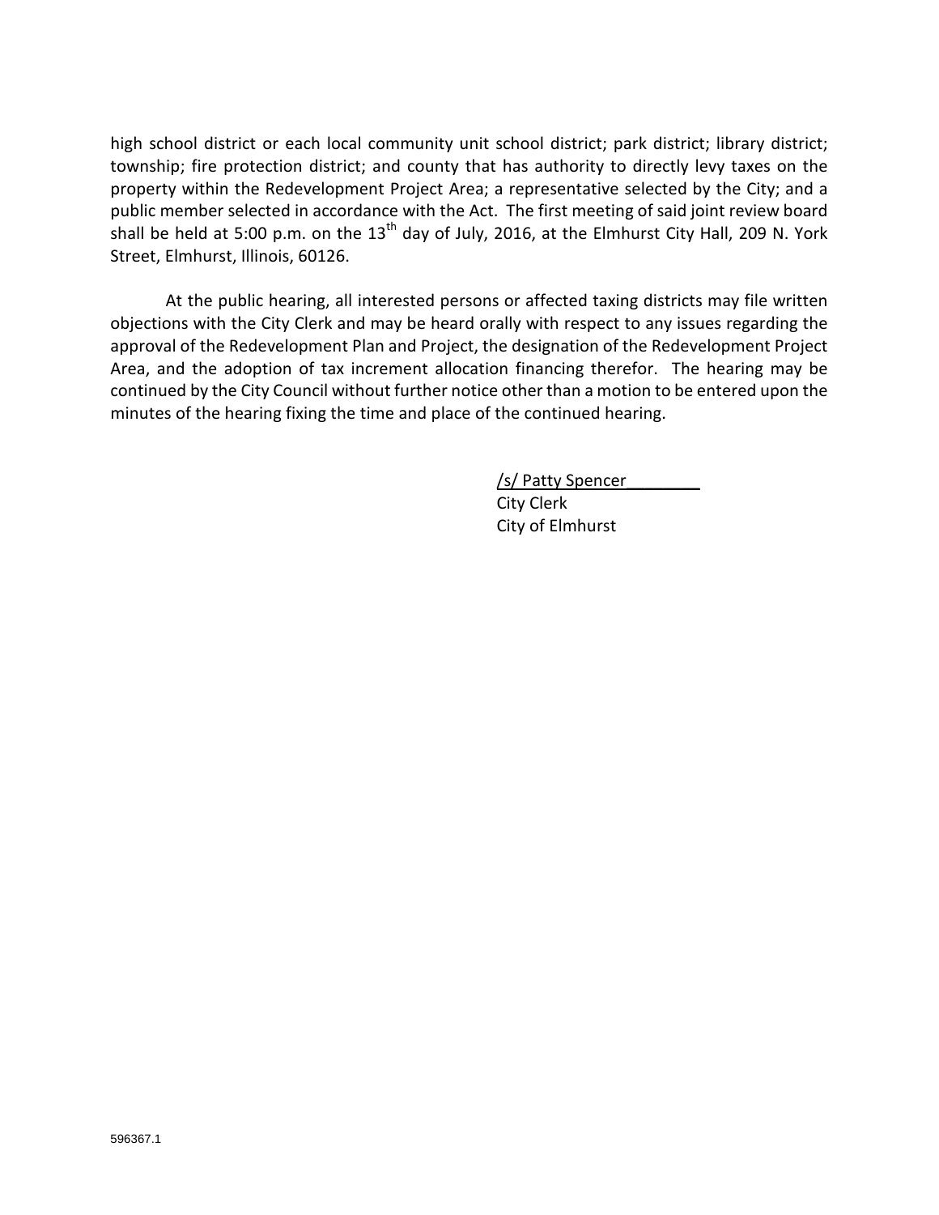high school district or each local community unit school district; park district; library district; township; fire protection district; and county that has authority to directly levy taxes on the property within the Redevelopment Project Area; a representative selected by the City; and a public member selected in accordance with the Act. The first meeting of said joint review board shall be held at 5:00 p.m. on the 13th day of July, 2016, at the Elmhurst City Hall, 209 N. York Street, Elmhurst, Illinois, 60126.

At the public hearing, all interested persons or affected taxing districts may file written objections with the City Clerk and may be heard orally with respect to any issues regarding the approval of the Redevelopment Plan and Project, the designation of the Redevelopment Project Area, and the adoption of tax increment allocation financing therefor. The hearing may be continued by the City Council without further notice other than a motion to be entered upon the minutes of the hearing fixing the time and place of the continued hearing.

/s/ Patty Spencer________
City Clerk
City of Elmhurst

596367.1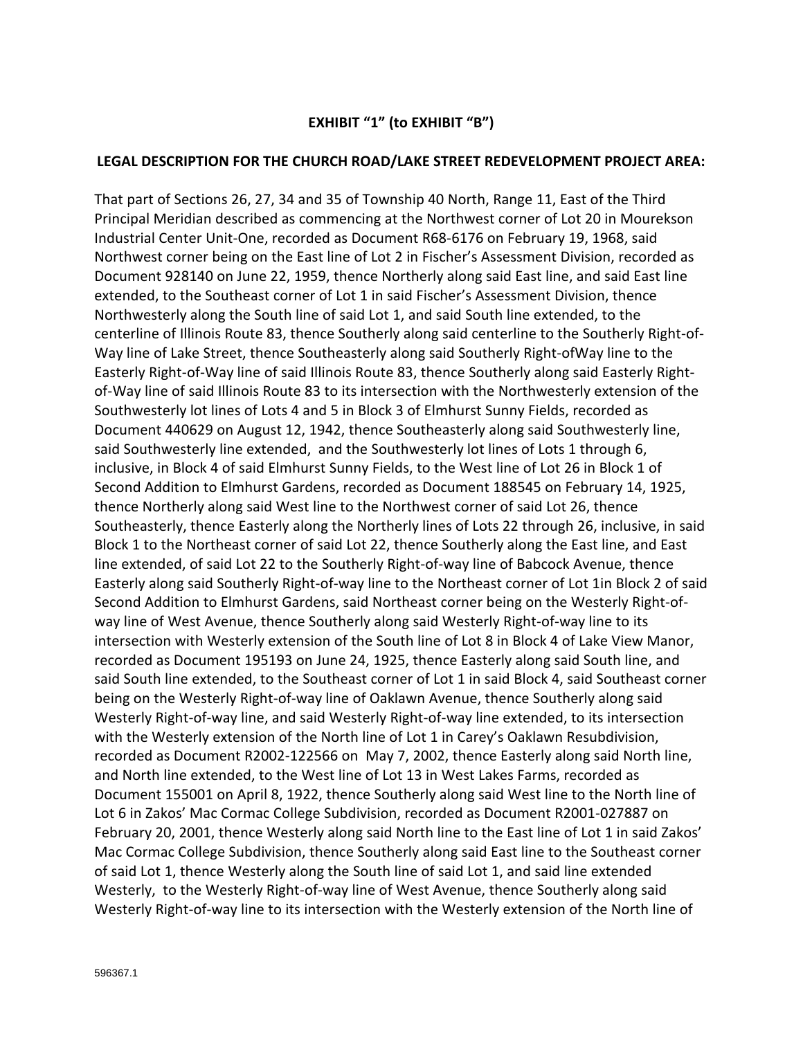**EXHIBIT "1" (to EXHIBIT "B")**

**LEGAL DESCRIPTION FOR THE CHURCH ROAD/LAKE STREET REDEVELOPMENT PROJECT AREA:**

That part of Sections 26, 27, 34 and 35 of Township 40 North, Range 11, East of the Third Principal Meridian described as commencing at the Northwest corner of Lot 20 in Mourekson Industrial Center Unit-One, recorded as Document R68-6176 on February 19, 1968, said Northwest corner being on the East line of Lot 2 in Fischer's Assessment Division, recorded as Document 928140 on June 22, 1959, thence Northerly along said East line, and said East line extended, to the Southeast corner of Lot 1 in said Fischer's Assessment Division, thence Northwesterly along the South line of said Lot 1, and said South line extended, to the centerline of Illinois Route 83, thence Southerly along said centerline to the Southerly Right-of-Way line of Lake Street, thence Southeasterly along said Southerly Right-ofWay line to the Easterly Right-of-Way line of said Illinois Route 83, thence Southerly along said Easterly Right-of-Way line of said Illinois Route 83 to its intersection with the Northwesterly extension of the Southwesterly lot lines of Lots 4 and 5 in Block 3 of Elmhurst Sunny Fields, recorded as Document 440629 on August 12, 1942, thence Southeasterly along said Southwesterly line, said Southwesterly line extended, and the Southwesterly lot lines of Lots 1 through 6, inclusive, in Block 4 of said Elmhurst Sunny Fields, to the West line of Lot 26 in Block 1 of Second Addition to Elmhurst Gardens, recorded as Document 188545 on February 14, 1925, thence Northerly along said West line to the Northwest corner of said Lot 26, thence Southeasterly, thence Easterly along the Northerly lines of Lots 22 through 26, inclusive, in said Block 1 to the Northeast corner of said Lot 22, thence Southerly along the East line, and East line extended, of said Lot 22 to the Southerly Right-of-way line of Babcock Avenue, thence Easterly along said Southerly Right-of-way line to the Northeast corner of Lot 1in Block 2 of said Second Addition to Elmhurst Gardens, said Northeast corner being on the Westerly Right-of-way line of West Avenue, thence Southerly along said Westerly Right-of-way line to its intersection with Westerly extension of the South line of Lot 8 in Block 4 of Lake View Manor, recorded as Document 195193 on June 24, 1925, thence Easterly along said South line, and said South line extended, to the Southeast corner of Lot 1 in said Block 4, said Southeast corner being on the Westerly Right-of-way line of Oaklawn Avenue, thence Southerly along said Westerly Right-of-way line, and said Westerly Right-of-way line extended, to its intersection with the Westerly extension of the North line of Lot 1 in Carey's Oaklawn Resubdivision, recorded as Document R2002-122566 on May 7, 2002, thence Easterly along said North line, and North line extended, to the West line of Lot 13 in West Lakes Farms, recorded as Document 155001 on April 8, 1922, thence Southerly along said West line to the North line of Lot 6 in Zakos' Mac Cormac College Subdivision, recorded as Document R2001-027887 on February 20, 2001, thence Westerly along said North line to the East line of Lot 1 in said Zakos' Mac Cormac College Subdivision, thence Southerly along said East line to the Southeast corner of said Lot 1, thence Westerly along the South line of said Lot 1, and said line extended Westerly, to the Westerly Right-of-way line of West Avenue, thence Southerly along said Westerly Right-of-way line to its intersection with the Westerly extension of the North line of

596367.1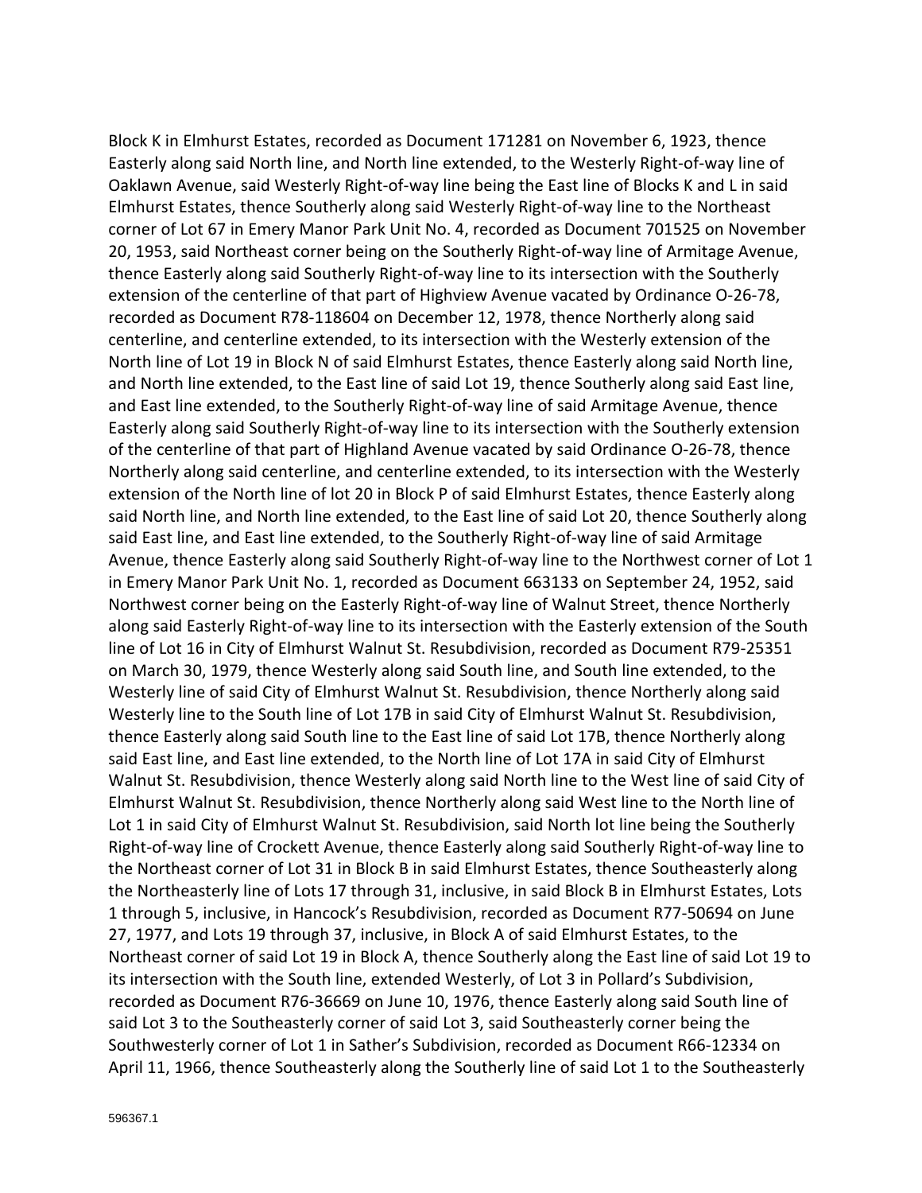Block K in Elmhurst Estates, recorded as Document 171281 on November 6, 1923, thence Easterly along said North line, and North line extended, to the Westerly Right-of-way line of Oaklawn Avenue, said Westerly Right-of-way line being the East line of Blocks K and L in said Elmhurst Estates, thence Southerly along said Westerly Right-of-way line to the Northeast corner of Lot 67 in Emery Manor Park Unit No. 4, recorded as Document 701525 on November 20, 1953, said Northeast corner being on the Southerly Right-of-way line of Armitage Avenue, thence Easterly along said Southerly Right-of-way line to its intersection with the Southerly extension of the centerline of that part of Highview Avenue vacated by Ordinance O-26-78, recorded as Document R78-118604 on December 12, 1978, thence Northerly along said centerline, and centerline extended, to its intersection with the Westerly extension of the North line of Lot 19 in Block N of said Elmhurst Estates, thence Easterly along said North line, and North line extended, to the East line of said Lot 19, thence Southerly along said East line, and East line extended, to the Southerly Right-of-way line of said Armitage Avenue, thence Easterly along said Southerly Right-of-way line to its intersection with the Southerly extension of the centerline of that part of Highland Avenue vacated by said Ordinance O-26-78, thence Northerly along said centerline, and centerline extended, to its intersection with the Westerly extension of the North line of lot 20 in Block P of said Elmhurst Estates, thence Easterly along said North line, and North line extended, to the East line of said Lot 20, thence Southerly along said East line, and East line extended, to the Southerly Right-of-way line of said Armitage Avenue, thence Easterly along said Southerly Right-of-way line to the Northwest corner of Lot 1 in Emery Manor Park Unit No. 1, recorded as Document 663133 on September 24, 1952, said Northwest corner being on the Easterly Right-of-way line of Walnut Street, thence Northerly along said Easterly Right-of-way line to its intersection with the Easterly extension of the South line of Lot 16 in City of Elmhurst Walnut St. Resubdivision, recorded as Document R79-25351 on March 30, 1979, thence Westerly along said South line, and South line extended, to the Westerly line of said City of Elmhurst Walnut St. Resubdivision, thence Northerly along said Westerly line to the South line of Lot 17B in said City of Elmhurst Walnut St. Resubdivision, thence Easterly along said South line to the East line of said Lot 17B, thence Northerly along said East line, and East line extended, to the North line of Lot 17A in said City of Elmhurst Walnut St. Resubdivision, thence Westerly along said North line to the West line of said City of Elmhurst Walnut St. Resubdivision, thence Northerly along said West line to the North line of Lot 1 in said City of Elmhurst Walnut St. Resubdivision, said North lot line being the Southerly Right-of-way line of Crockett Avenue, thence Easterly along said Southerly Right-of-way line to the Northeast corner of Lot 31 in Block B in said Elmhurst Estates, thence Southeasterly along the Northeasterly line of Lots 17 through 31, inclusive, in said Block B in Elmhurst Estates, Lots 1 through 5, inclusive, in Hancock's Resubdivision, recorded as Document R77-50694 on June 27, 1977, and Lots 19 through 37, inclusive, in Block A of said Elmhurst Estates, to the Northeast corner of said Lot 19 in Block A, thence Southerly along the East line of said Lot 19 to its intersection with the South line, extended Westerly, of Lot 3 in Pollard's Subdivision, recorded as Document R76-36669 on June 10, 1976, thence Easterly along said South line of said Lot 3 to the Southeasterly corner of said Lot 3, said Southeasterly corner being the Southwesterly corner of Lot 1 in Sather's Subdivision, recorded as Document R66-12334 on April 11, 1966, thence Southeasterly along the Southerly line of said Lot 1 to the Southeasterly

596367.1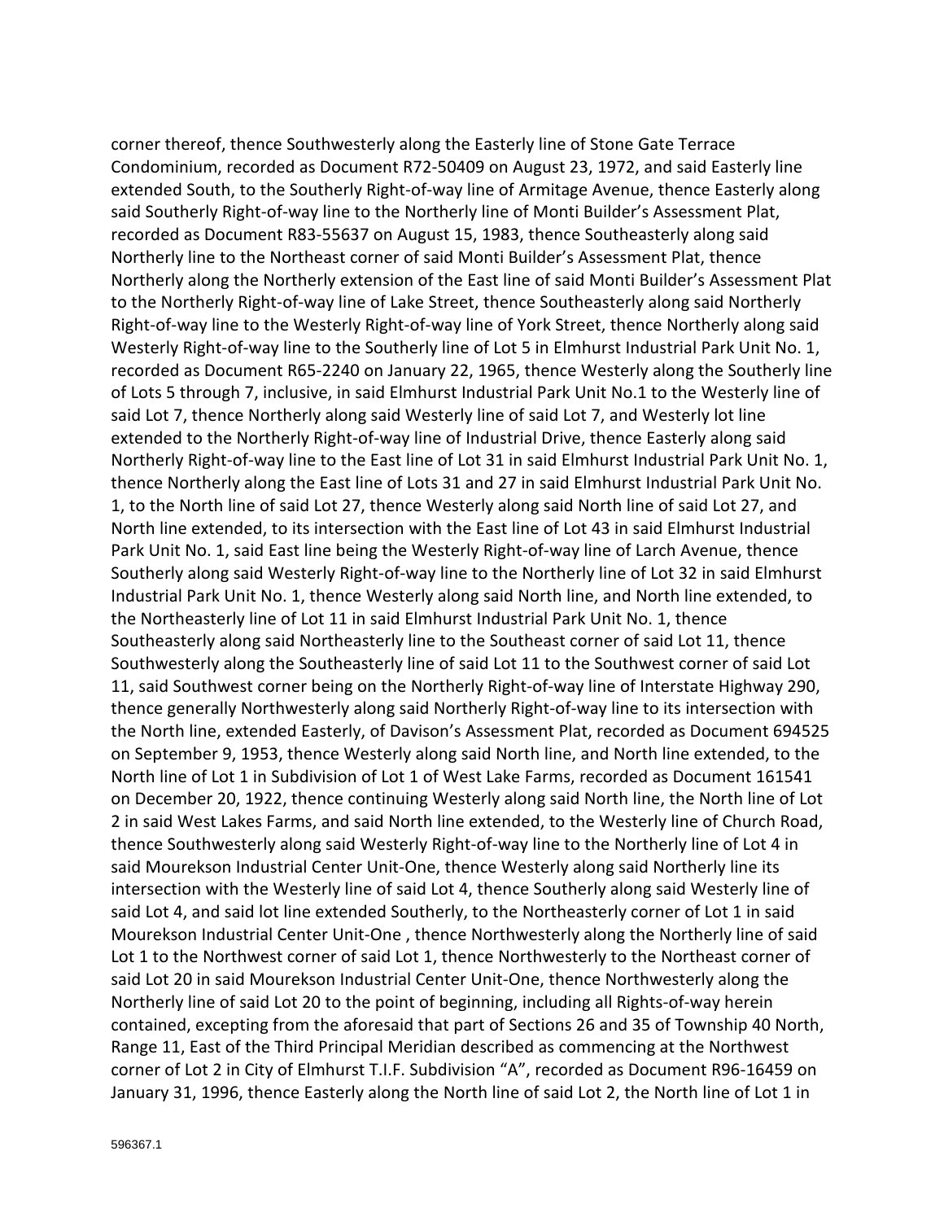corner thereof, thence Southwesterly along the Easterly line of Stone Gate Terrace Condominium, recorded as Document R72-50409 on August 23, 1972, and said Easterly line extended South, to the Southerly Right-of-way line of Armitage Avenue, thence Easterly along said Southerly Right-of-way line to the Northerly line of Monti Builder's Assessment Plat, recorded as Document R83-55637 on August 15, 1983, thence Southeasterly along said Northerly line to the Northeast corner of said Monti Builder's Assessment Plat, thence Northerly along the Northerly extension of the East line of said Monti Builder's Assessment Plat to the Northerly Right-of-way line of Lake Street, thence Southeasterly along said Northerly Right-of-way line to the Westerly Right-of-way line of York Street, thence Northerly along said Westerly Right-of-way line to the Southerly line of Lot 5 in Elmhurst Industrial Park Unit No. 1, recorded as Document R65-2240 on January 22, 1965, thence Westerly along the Southerly line of Lots 5 through 7, inclusive, in said Elmhurst Industrial Park Unit No.1 to the Westerly line of said Lot 7, thence Northerly along said Westerly line of said Lot 7, and Westerly lot line extended to the Northerly Right-of-way line of Industrial Drive, thence Easterly along said Northerly Right-of-way line to the East line of Lot 31 in said Elmhurst Industrial Park Unit No. 1, thence Northerly along the East line of Lots 31 and 27 in said Elmhurst Industrial Park Unit No. 1, to the North line of said Lot 27, thence Westerly along said North line of said Lot 27, and North line extended, to its intersection with the East line of Lot 43 in said Elmhurst Industrial Park Unit No. 1, said East line being the Westerly Right-of-way line of Larch Avenue, thence Southerly along said Westerly Right-of-way line to the Northerly line of Lot 32 in said Elmhurst Industrial Park Unit No. 1, thence Westerly along said North line, and North line extended, to the Northeasterly line of Lot 11 in said Elmhurst Industrial Park Unit No. 1, thence Southeasterly along said Northeasterly line to the Southeast corner of said Lot 11, thence Southwesterly along the Southeasterly line of said Lot 11 to the Southwest corner of said Lot 11, said Southwest corner being on the Northerly Right-of-way line of Interstate Highway 290, thence generally Northwesterly along said Northerly Right-of-way line to its intersection with the North line, extended Easterly, of Davison's Assessment Plat, recorded as Document 694525 on September 9, 1953, thence Westerly along said North line, and North line extended, to the North line of Lot 1 in Subdivision of Lot 1 of West Lake Farms, recorded as Document 161541 on December 20, 1922, thence continuing Westerly along said North line, the North line of Lot 2 in said West Lakes Farms, and said North line extended, to the Westerly line of Church Road, thence Southwesterly along said Westerly Right-of-way line to the Northerly line of Lot 4 in said Mourekson Industrial Center Unit-One, thence Westerly along said Northerly line its intersection with the Westerly line of said Lot 4, thence Southerly along said Westerly line of said Lot 4, and said lot line extended Southerly, to the Northeasterly corner of Lot 1 in said Mourekson Industrial Center Unit-One , thence Northwesterly along the Northerly line of said Lot 1 to the Northwest corner of said Lot 1, thence Northwesterly to the Northeast corner of said Lot 20 in said Mourekson Industrial Center Unit-One, thence Northwesterly along the Northerly line of said Lot 20 to the point of beginning, including all Rights-of-way herein contained, excepting from the aforesaid that part of Sections 26 and 35 of Township 40 North, Range 11, East of the Third Principal Meridian described as commencing at the Northwest corner of Lot 2 in City of Elmhurst T.I.F. Subdivision "A", recorded as Document R96-16459 on January 31, 1996, thence Easterly along the North line of said Lot 2, the North line of Lot 1 in

596367.1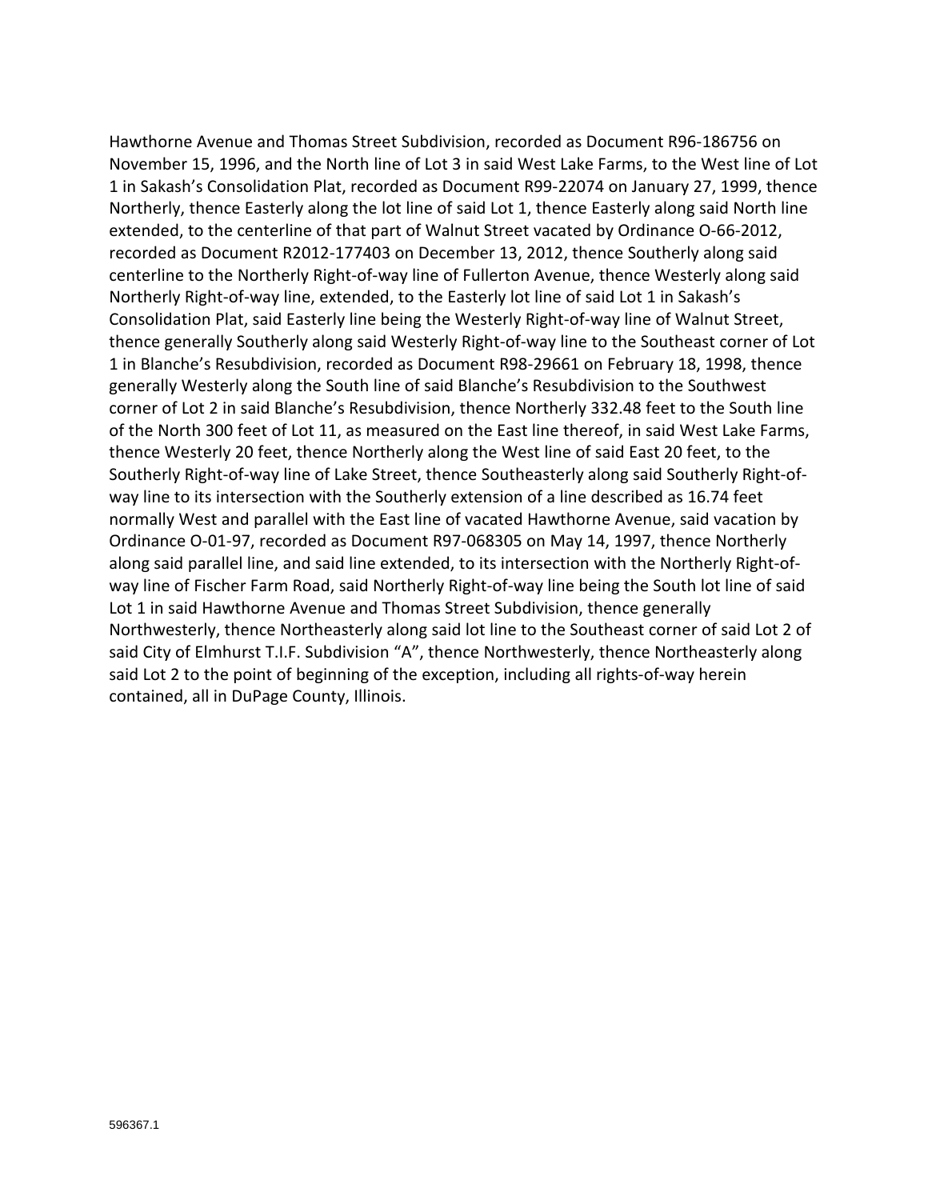Hawthorne Avenue and Thomas Street Subdivision, recorded as Document R96-186756 on November 15, 1996, and the North line of Lot 3 in said West Lake Farms, to the West line of Lot 1 in Sakash's Consolidation Plat, recorded as Document R99-22074 on January 27, 1999, thence Northerly, thence Easterly along the lot line of said Lot 1, thence Easterly along said North line extended, to the centerline of that part of Walnut Street vacated by Ordinance O-66-2012, recorded as Document R2012-177403 on December 13, 2012, thence Southerly along said centerline to the Northerly Right-of-way line of Fullerton Avenue, thence Westerly along said Northerly Right-of-way line, extended, to the Easterly lot line of said Lot 1 in Sakash's Consolidation Plat, said Easterly line being the Westerly Right-of-way line of Walnut Street, thence generally Southerly along said Westerly Right-of-way line to the Southeast corner of Lot 1 in Blanche's Resubdivision, recorded as Document R98-29661 on February 18, 1998, thence generally Westerly along the South line of said Blanche's Resubdivision to the Southwest corner of Lot 2 in said Blanche's Resubdivision, thence Northerly 332.48 feet to the South line of the North 300 feet of Lot 11, as measured on the East line thereof, in said West Lake Farms, thence Westerly 20 feet, thence Northerly along the West line of said East 20 feet, to the Southerly Right-of-way line of Lake Street, thence Southeasterly along said Southerly Right-of-way line to its intersection with the Southerly extension of a line described as 16.74 feet normally West and parallel with the East line of vacated Hawthorne Avenue, said vacation by Ordinance O-01-97, recorded as Document R97-068305 on May 14, 1997, thence Northerly along said parallel line, and said line extended, to its intersection with the Northerly Right-of-way line of Fischer Farm Road, said Northerly Right-of-way line being the South lot line of said Lot 1 in said Hawthorne Avenue and Thomas Street Subdivision, thence generally Northwesterly, thence Northeasterly along said lot line to the Southeast corner of said Lot 2 of said City of Elmhurst T.I.F. Subdivision "A", thence Northwesterly, thence Northeasterly along said Lot 2 to the point of beginning of the exception, including all rights-of-way herein contained, all in DuPage County, Illinois.

596367.1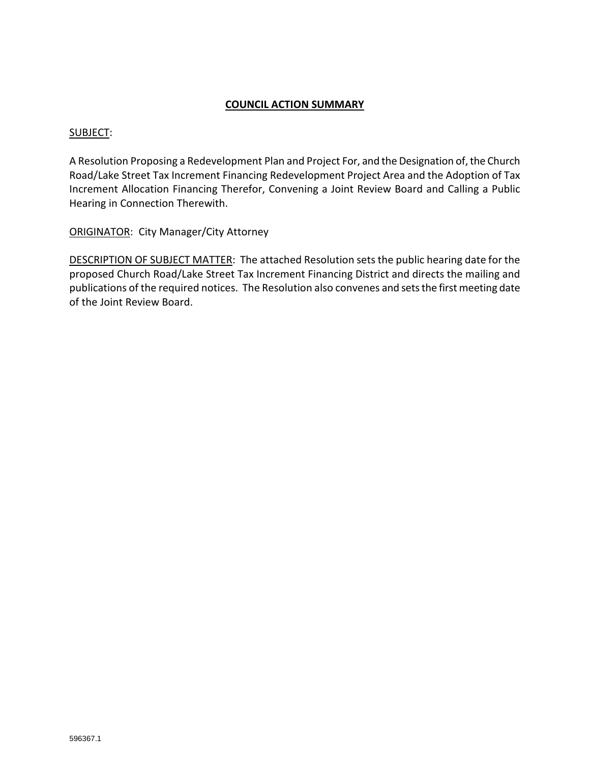# **COUNCIL ACTION SUMMARY**

SUBJECT:

A Resolution Proposing a Redevelopment Plan and Project For, and the Designation of, the Church Road/Lake Street Tax Increment Financing Redevelopment Project Area and the Adoption of Tax Increment Allocation Financing Therefor, Convening a Joint Review Board and Calling a Public Hearing in Connection Therewith.

ORIGINATOR: City Manager/City Attorney

DESCRIPTION OF SUBJECT MATTER: The attached Resolution sets the public hearing date for the proposed Church Road/Lake Street Tax Increment Financing District and directs the mailing and publications of the required notices. The Resolution also convenes and sets the first meeting date of the Joint Review Board.

596367.1